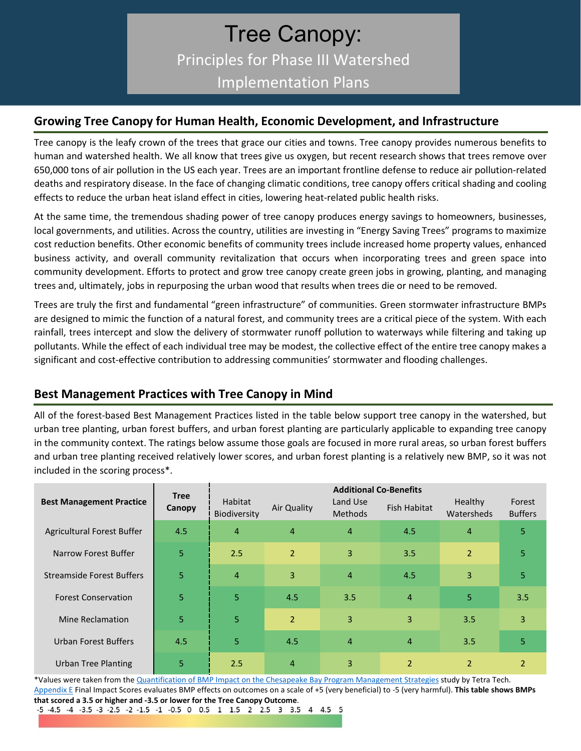# Tree Canopy:

Principles for Phase III Watershed Implementation Plans

## Growing Tree Canopy for Human Health, Economic Development, and Infrastructure

Tree canopy is the leafy crown of the trees that grace our cities and towns. Tree canopy provides numerous benefits to human and watershed health. We all know that trees give us oxygen, but recent research shows that trees remove over 650,000 tons of air pollution in the US each year. Trees are an important frontline defense to reduce air pollution-related deaths and respiratory disease. In the face of changing climatic conditions, tree canopy offers critical shading and cooling effects to reduce the urban heat island effect in cities, lowering heat-related public health risks.

At the same time, the tremendous shading power of tree canopy produces energy savings to homeowners, businesses, local governments, and utilities. Across the country, utilities are investing in "Energy Saving Trees" programs to maximize cost reduction benefits. Other economic benefits of community trees include increased home property values, enhanced business activity, and overall community revitalization that occurs when incorporating trees and green space into community development. Efforts to protect and grow tree canopy create green jobs in growing, planting, and managing trees and, ultimately, jobs in repurposing the urban wood that results when trees die or need to be removed.

Trees are truly the first and fundamental "green infrastructure" of communities. Green stormwater infrastructure BMPs are designed to mimic the function of a natural forest, and community trees are a critical piece of the system. With each rainfall, trees intercept and slow the delivery of stormwater runoff pollution to waterways while filtering and taking up pollutants. While the effect of each individual tree may be modest, the collective effect of the entire tree canopy makes a significant and cost-effective contribution to addressing communities' stormwater and flooding challenges.

## Best Management Practices with Tree Canopy in Mind

All of the forest-based Best Management Practices listed in the table below support tree canopy in the watershed, but urban tree planting, urban forest buffers, and urban forest planting are particularly applicable to expanding tree canopy in the community context. The ratings below assume those goals are focused in more rural areas, so urban forest buffers and urban tree planting received relatively lower scores, and urban forest planting is a relatively new BMP, so it was not included in the scoring process*.

| Best Management Practice | Tree Canopy | Additional Co-Benefits | | | | | |
|---|---|---|---|---|---|---|---|
| | | Habitat Biodiversity | Air Quality | Land Use Methods | Fish Habitat | Healthy Watersheds | Forest Buffers |
| Agricultural Forest Buffer | 4.5 | 4 | 4 | 4 | 4.5 | 4 | 5 |
| Narrow Forest Buffer | 5 | 2.5 | 2 | 3 | 3.5 | 2 | 5 |
| Streamside Forest Buffers | 5 | 4 | 3 | 4 | 4.5 | 3 | 5 |
| Forest Conservation | 5 | 5 | 4.5 | 3.5 | 4 | 5 | 3.5 |
| Mine Reclamation | 5 | 5 | 2 | 3 | 3 | 3.5 | 3 |
| Urban Forest Buffers | 4.5 | 5 | 4.5 | 4 | 4 | 3.5 | 5 |
| Urban Tree Planting | 5 | 2.5 | 4 | 3 | 2 | 2 | 2 |

*Values were taken from the Quantification of BMP Impact on the Chesapeake Bay Program Management Strategies study by Tetra Tech. Appendix E Final Impact Scores evaluates BMP effects on outcomes on a scale of +5 (very beneficial) to -5 (very harmful). **This table shows BMPs that scored a 3.5 or higher and -3.5 or lower for the Tree Canopy Outcome**.

-5 -4.5 -4 -3.5 -3 -2.5 -2 -1.5 -1 -0.5 0 0.5 1 1.5 2 2.5 3 3.5 4 4.5 5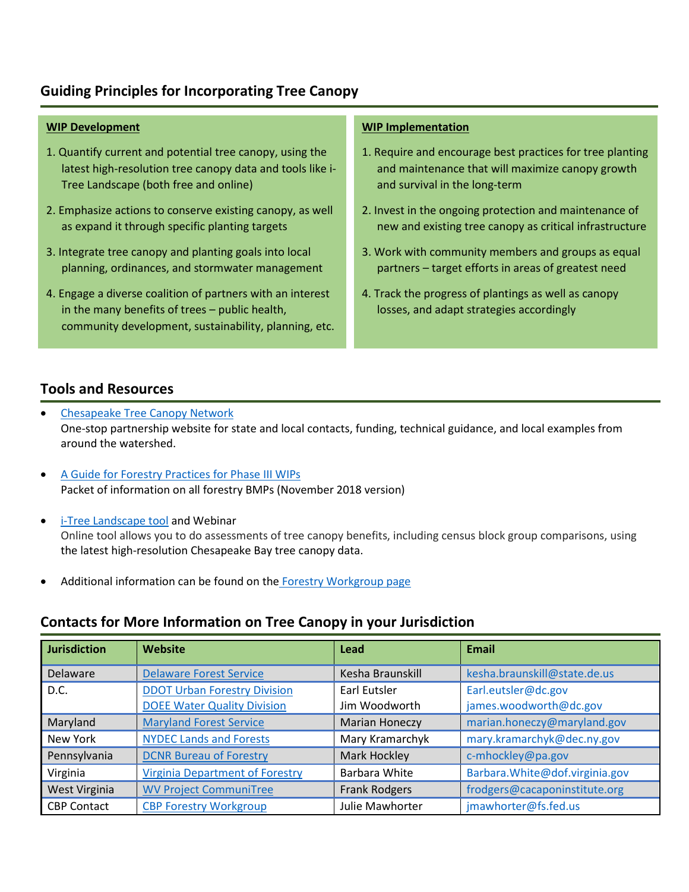## Guiding Principles for Incorporating Tree Canopy

**WIP Development**

1. Quantify current and potential tree canopy, using the latest high-resolution tree canopy data and tools like i-Tree Landscape (both free and online)
2. Emphasize actions to conserve existing canopy, as well as expand it through specific planting targets
3. Integrate tree canopy and planting goals into local planning, ordinances, and stormwater management
4. Engage a diverse coalition of partners with an interest in the many benefits of trees – public health, community development, sustainability, planning, etc.

**WIP Implementation**

1. Require and encourage best practices for tree planting and maintenance that will maximize canopy growth and survival in the long-term
2. Invest in the ongoing protection and maintenance of new and existing tree canopy as critical infrastructure
3. Work with community members and groups as equal partners – target efforts in areas of greatest need
4. Track the progress of plantings as well as canopy losses, and adapt strategies accordingly

## Tools and Resources

- Chesapeake Tree Canopy Network
  One-stop partnership website for state and local contacts, funding, technical guidance, and local examples from around the watershed.
- A Guide for Forestry Practices for Phase III WIPs
  Packet of information on all forestry BMPs (November 2018 version)
- i-Tree Landscape tool and Webinar
  Online tool allows you to do assessments of tree canopy benefits, including census block group comparisons, using the latest high-resolution Chesapeake Bay tree canopy data.
- Additional information can be found on the Forestry Workgroup page

## Contacts for More Information on Tree Canopy in your Jurisdiction

| Jurisdiction | Website | Lead | Email |
| --- | --- | --- | --- |
| Delaware | Delaware Forest Service | Kesha Braunskill | kesha.braunskill@state.de.us |
| D.C. | DDOT Urban Forestry Division<br>DOEE Water Quality Division | Earl Eutsler<br>Jim Woodworth | Earl.eutsler@dc.gov<br>james.woodworth@dc.gov |
| Maryland | Maryland Forest Service | Marian Honeczy | marian.honeczy@maryland.gov |
| New York | NYDEC Lands and Forests | Mary Kramarchyk | mary.kramarchyk@dec.ny.gov |
| Pennsylvania | DCNR Bureau of Forestry | Mark Hockley | c-mhockley@pa.gov |
| Virginia | Virginia Department of Forestry | Barbara White | Barbara.White@dof.virginia.gov |
| West Virginia | WV Project CommuniTree | Frank Rodgers | frodgers@cacaponinstitute.org |
| CBP Contact | CBP Forestry Workgroup | Julie Mawhorter | jmawhorter@fs.fed.us |